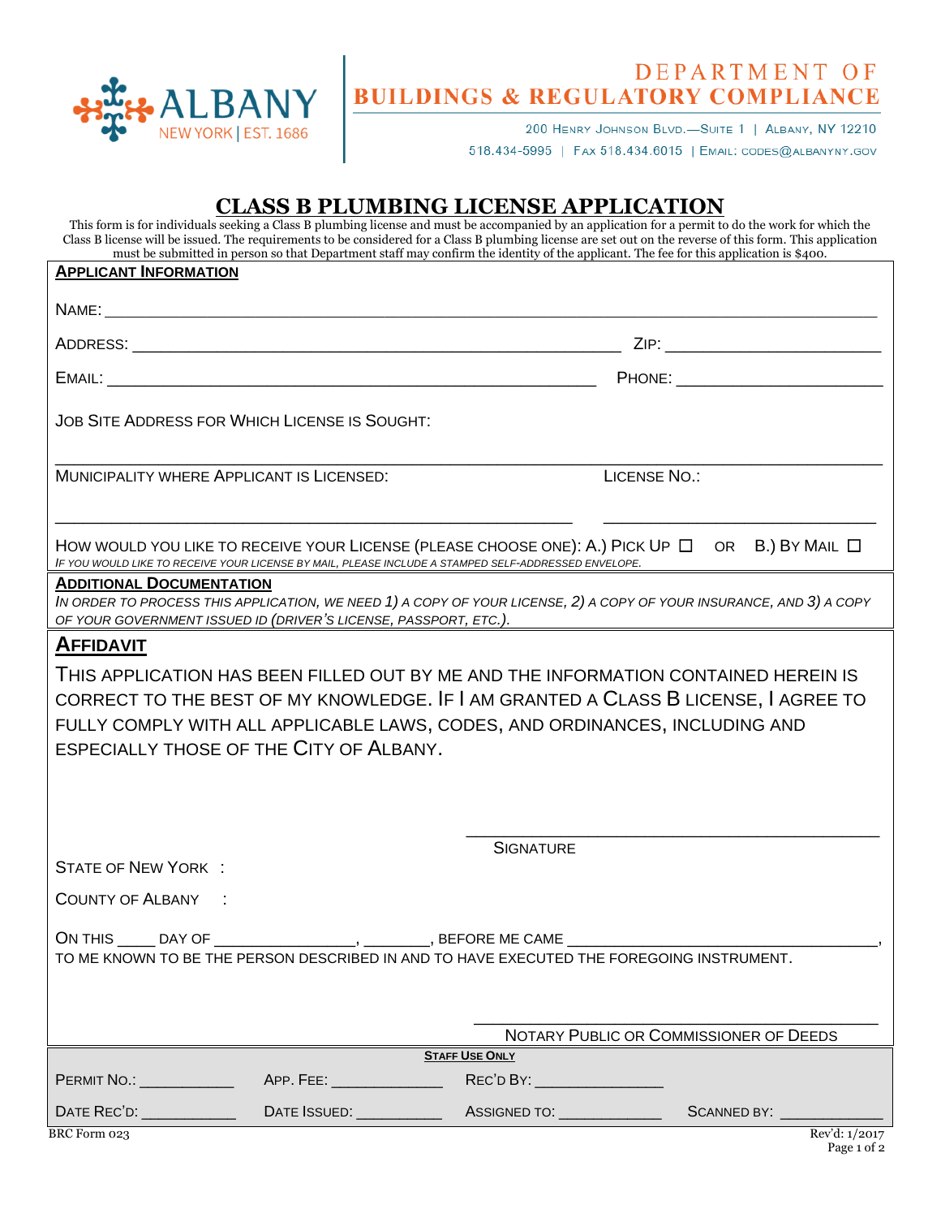ALBANY
NEW YORK | EST. 1686

DEPARTMENT OF
BUILDINGS & REGULATORY COMPLIANCE

200 HENRY JOHNSON BLVD.—SUITE 1 | ALBANY, NY 12210
518.434-5995 | FAX 518.434.6015 | EMAIL: CODES@ALBANYNY.GOV

# CLASS B PLUMBING LICENSE APPLICATION

This form is for individuals seeking a Class B plumbing license and must be accompanied by an application for a permit to do the work for which the Class B license will be issued. The requirements to be considered for a Class B plumbing license are set out on the reverse of this form. This application must be submitted in person so that Department staff may confirm the identity of the applicant. The fee for this application is $400.

## APPLICANT INFORMATION

NAME: ______________________________________________________________

ADDRESS: ______________________________________ ZIP: ________________

EMAIL: ______________________________________ PHONE: ________________

JOB SITE ADDRESS FOR WHICH LICENSE IS SOUGHT:

______________________________________________________________

MUNICIPALITY WHERE APPLICANT IS LICENSED: ______________________ LICENSE NO.: ______________

HOW WOULD YOU LIKE TO RECEIVE YOUR LICENSE (PLEASE CHOOSE ONE): A.) PICK UP ☐ OR B.) BY MAIL ☐

*IF YOU WOULD LIKE TO RECEIVE YOUR LICENSE BY MAIL, PLEASE INCLUDE A STAMPED SELF-ADDRESSED ENVELOPE.*

## ADDITIONAL DOCUMENTATION

*IN ORDER TO PROCESS THIS APPLICATION, WE NEED 1) A COPY OF YOUR LICENSE, 2) A COPY OF YOUR INSURANCE, AND 3) A COPY OF YOUR GOVERNMENT ISSUED ID (DRIVER'S LICENSE, PASSPORT, ETC.).*

## AFFIDAVIT

THIS APPLICATION HAS BEEN FILLED OUT BY ME AND THE INFORMATION CONTAINED HEREIN IS CORRECT TO THE BEST OF MY KNOWLEDGE. IF I AM GRANTED A CLASS B LICENSE, I AGREE TO FULLY COMPLY WITH ALL APPLICABLE LAWS, CODES, AND ORDINANCES, INCLUDING AND ESPECIALLY THOSE OF THE CITY OF ALBANY.

______________________________
SIGNATURE

STATE OF NEW YORK :

COUNTY OF ALBANY :

ON THIS ____ DAY OF _______________, _______, BEFORE ME CAME ______________________________, TO ME KNOWN TO BE THE PERSON DESCRIBED IN AND TO HAVE EXECUTED THE FOREGOING INSTRUMENT.

______________________________
NOTARY PUBLIC OR COMMISSIONER OF DEEDS

**STAFF USE ONLY**

| PERMIT NO.: __________ | APP. FEE: __________ | REC'D BY: __________ | |
|---|---|---|---|
| DATE REC'D: __________ | DATE ISSUED: __________ | ASSIGNED TO: __________ | SCANNED BY: __________ |

BRC Form 023 Rev'd: 1/2017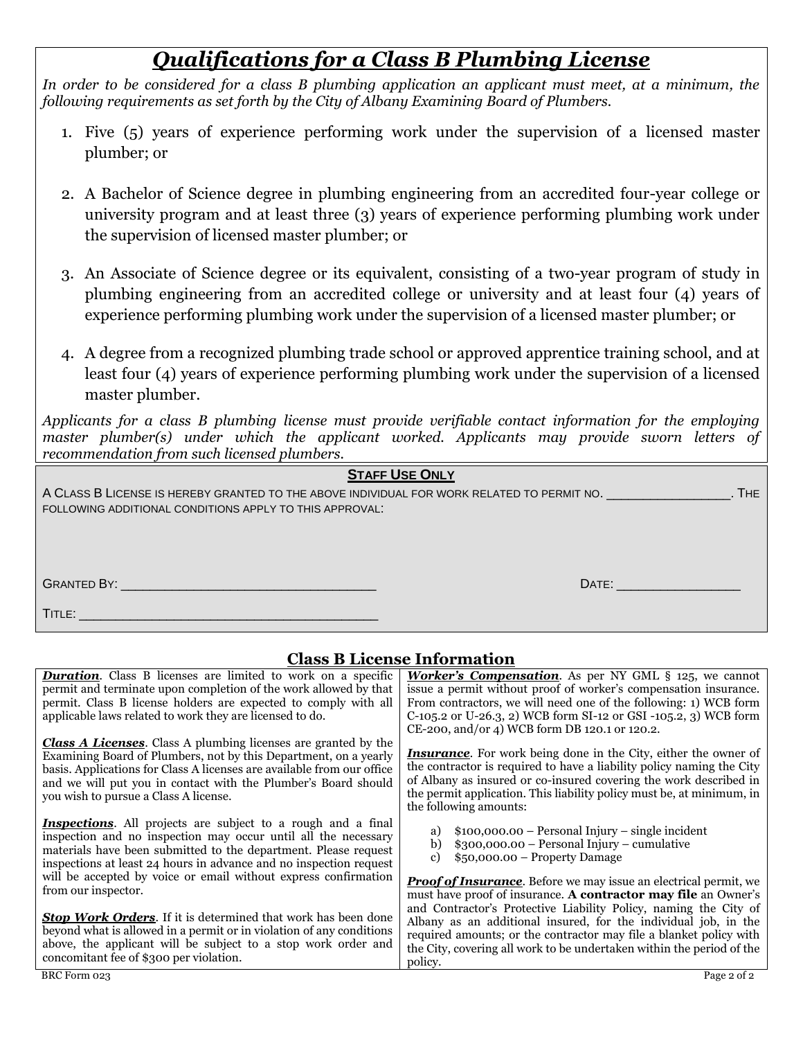# *Qualifications for a Class B Plumbing License*

*In order to be considered for a class B plumbing application an applicant must meet, at a minimum, the following requirements as set forth by the City of Albany Examining Board of Plumbers.*

1. Five (5) years of experience performing work under the supervision of a licensed master plumber; or
2. A Bachelor of Science degree in plumbing engineering from an accredited four-year college or university program and at least three (3) years of experience performing plumbing work under the supervision of licensed master plumber; or
3. An Associate of Science degree or its equivalent, consisting of a two-year program of study in plumbing engineering from an accredited college or university and at least four (4) years of experience performing plumbing work under the supervision of a licensed master plumber; or
4. A degree from a recognized plumbing trade school or approved apprentice training school, and at least four (4) years of experience performing plumbing work under the supervision of a licensed master plumber.

*Applicants for a class B plumbing license must provide verifiable contact information for the employing master plumber(s) under which the applicant worked. Applicants may provide sworn letters of recommendation from such licensed plumbers.*

**STAFF USE ONLY**

A CLASS B LICENSE IS HEREBY GRANTED TO THE ABOVE INDIVIDUAL FOR WORK RELATED TO PERMIT NO. _______________. THE FOLLOWING ADDITIONAL CONDITIONS APPLY TO THIS APPROVAL:

GRANTED BY: ______________________________ DATE: _______________

TITLE: ___________________________________

## Class B License Information

***Duration***. Class B licenses are limited to work on a specific permit and terminate upon completion of the work allowed by that permit. Class B license holders are expected to comply with all applicable laws related to work they are licensed to do.

***Class A Licenses***. Class A plumbing licenses are granted by the Examining Board of Plumbers, not by this Department, on a yearly basis. Applications for Class A licenses are available from our office and we will put you in contact with the Plumber's Board should you wish to pursue a Class A license.

***Inspections***. All projects are subject to a rough and a final inspection and no inspection may occur until all the necessary materials have been submitted to the department. Please request inspections at least 24 hours in advance and no inspection request will be accepted by voice or email without express confirmation from our inspector.

***Stop Work Orders***. If it is determined that work has been done beyond what is allowed in a permit or in violation of any conditions above, the applicant will be subject to a stop work order and concomitant fee of $300 per violation.

***Worker's Compensation***. As per NY GML § 125, we cannot issue a permit without proof of worker's compensation insurance. From contractors, we will need one of the following: 1) WCB form C-105.2 or U-26.3, 2) WCB form SI-12 or GSI -105.2, 3) WCB form CE-200, and/or 4) WCB form DB 120.1 or 120.2.

***Insurance***. For work being done in the City, either the owner of the contractor is required to have a liability policy naming the City of Albany as insured or co-insured covering the work described in the permit application. This liability policy must be, at minimum, in the following amounts:

a) $100,000.00 – Personal Injury – single incident
b) $300,000.00 – Personal Injury – cumulative
c) $50,000.00 – Property Damage

***Proof of Insurance***. Before we may issue an electrical permit, we must have proof of insurance. **A contractor may file** an Owner's and Contractor's Protective Liability Policy, naming the City of Albany as an additional insured, for the individual job, in the required amounts; or the contractor may file a blanket policy with the City, covering all work to be undertaken within the period of the policy.

BRC Form 023